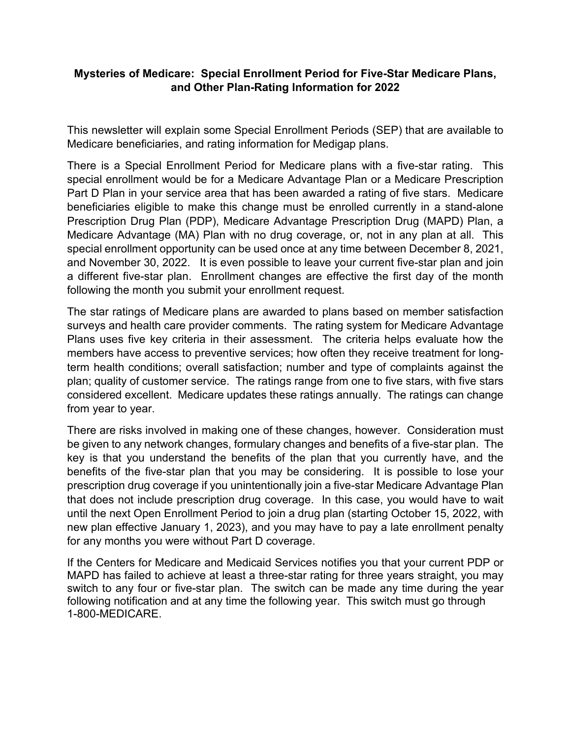# Mysteries of Medicare: Special Enrollment Period for Five-Star Medicare Plans, and Other Plan-Rating Information for 2022

This newsletter will explain some Special Enrollment Periods (SEP) that are available to Medicare beneficiaries, and rating information for Medigap plans.

There is a Special Enrollment Period for Medicare plans with a five-star rating. This special enrollment would be for a Medicare Advantage Plan or a Medicare Prescription Part D Plan in your service area that has been awarded a rating of five stars. Medicare beneficiaries eligible to make this change must be enrolled currently in a stand-alone Prescription Drug Plan (PDP), Medicare Advantage Prescription Drug (MAPD) Plan, a Medicare Advantage (MA) Plan with no drug coverage, or, not in any plan at all. This special enrollment opportunity can be used once at any time between December 8, 2021, and November 30, 2022. It is even possible to leave your current five-star plan and join a different five-star plan. Enrollment changes are effective the first day of the month following the month you submit your enrollment request.

The star ratings of Medicare plans are awarded to plans based on member satisfaction surveys and health care provider comments. The rating system for Medicare Advantage Plans uses five key criteria in their assessment. The criteria helps evaluate how the members have access to preventive services; how often they receive treatment for long-term health conditions; overall satisfaction; number and type of complaints against the plan; quality of customer service. The ratings range from one to five stars, with five stars considered excellent. Medicare updates these ratings annually. The ratings can change from year to year.

There are risks involved in making one of these changes, however. Consideration must be given to any network changes, formulary changes and benefits of a five-star plan. The key is that you understand the benefits of the plan that you currently have, and the benefits of the five-star plan that you may be considering. It is possible to lose your prescription drug coverage if you unintentionally join a five-star Medicare Advantage Plan that does not include prescription drug coverage. In this case, you would have to wait until the next Open Enrollment Period to join a drug plan (starting October 15, 2022, with new plan effective January 1, 2023), and you may have to pay a late enrollment penalty for any months you were without Part D coverage.

If the Centers for Medicare and Medicaid Services notifies you that your current PDP or MAPD has failed to achieve at least a three-star rating for three years straight, you may switch to any four or five-star plan. The switch can be made any time during the year following notification and at any time the following year. This switch must go through 1-800-MEDICARE.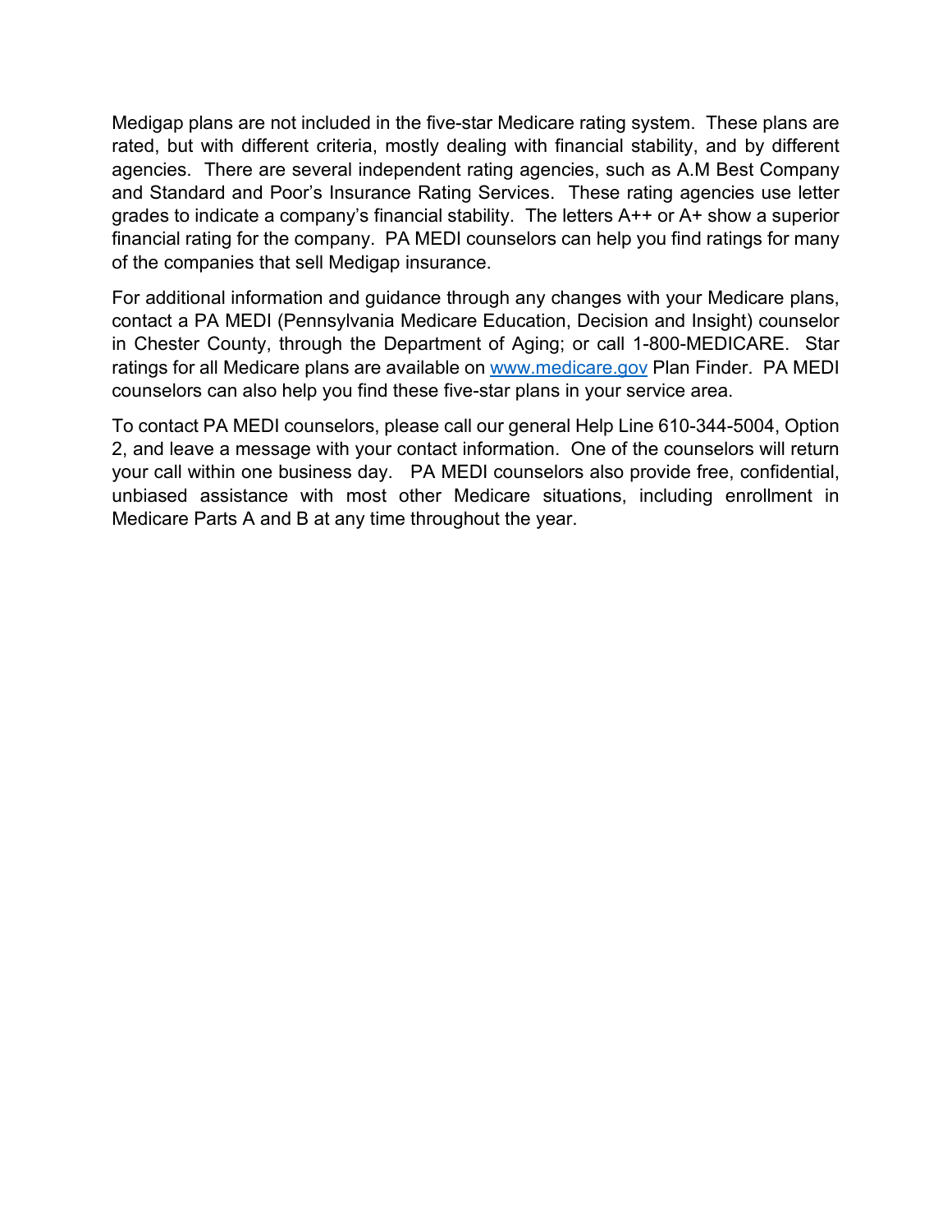Medigap plans are not included in the five-star Medicare rating system. These plans are rated, but with different criteria, mostly dealing with financial stability, and by different agencies. There are several independent rating agencies, such as A.M Best Company and Standard and Poor's Insurance Rating Services. These rating agencies use letter grades to indicate a company's financial stability. The letters A++ or A+ show a superior financial rating for the company. PA MEDI counselors can help you find ratings for many of the companies that sell Medigap insurance.

For additional information and guidance through any changes with your Medicare plans, contact a PA MEDI (Pennsylvania Medicare Education, Decision and Insight) counselor in Chester County, through the Department of Aging; or call 1-800-MEDICARE. Star ratings for all Medicare plans are available on [www.medicare.gov](http://www.medicare.gov) Plan Finder. PA MEDI counselors can also help you find these five-star plans in your service area.

To contact PA MEDI counselors, please call our general Help Line 610-344-5004, Option 2, and leave a message with your contact information. One of the counselors will return your call within one business day. PA MEDI counselors also provide free, confidential, unbiased assistance with most other Medicare situations, including enrollment in Medicare Parts A and B at any time throughout the year.